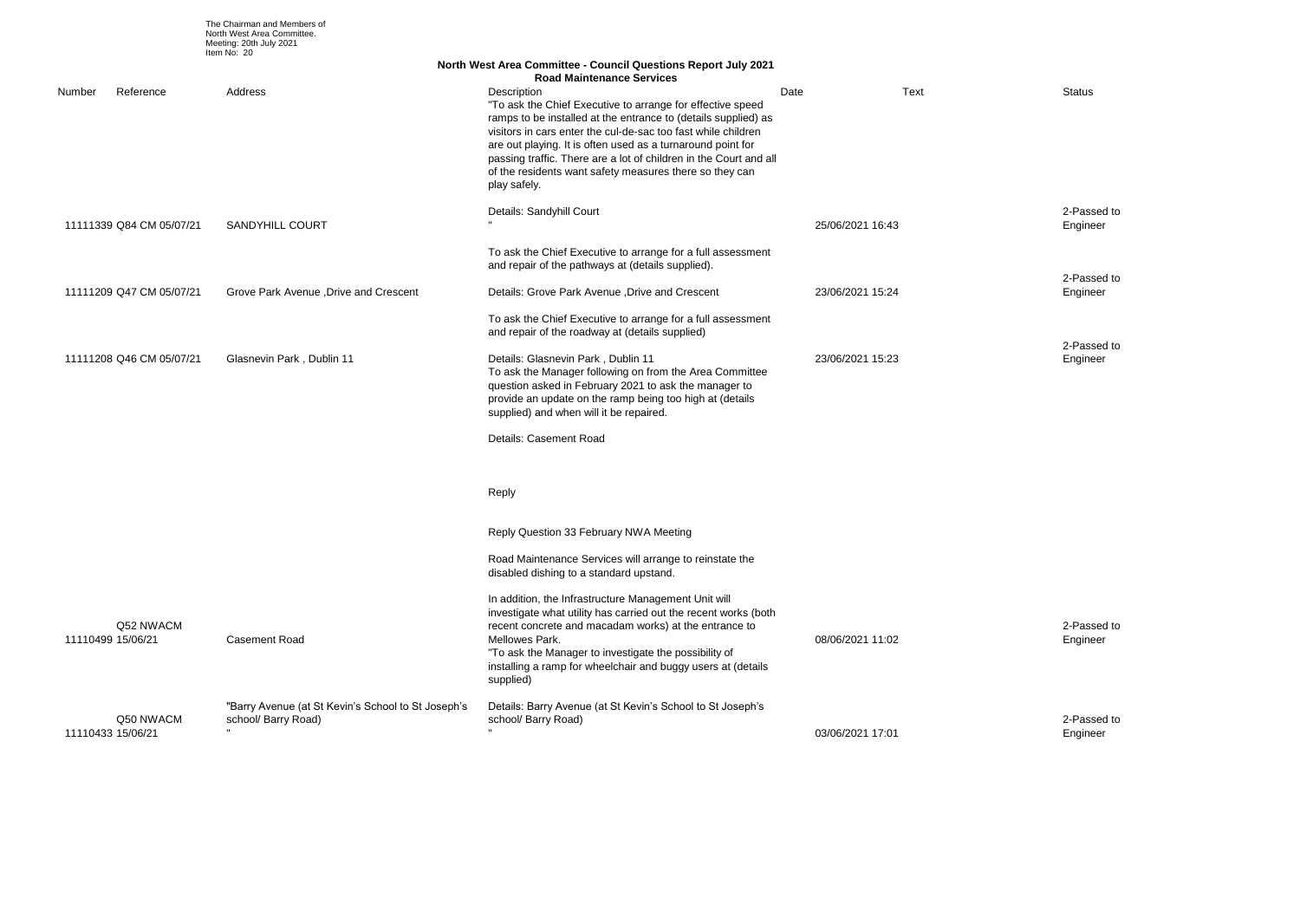The Chairman and Members of
North West Area Committee.
Meeting: 20th July 2021
Item No: 20

## North West Area Committee - Council Questions Report July 2021
### Road Maintenance Services

| Number | Reference | Address | Description | Date | Text | Status |
|---|---|---|---|---|---|---|
| 11111339 | Q84 CM 05/07/21 | SANDYHILL COURT | "To ask the Chief Executive to arrange for effective speed ramps to be installed at the entrance to (details supplied) as visitors in cars enter the cul-de-sac too fast while children are out playing. It is often used as a turnaround point for passing traffic. There are a lot of children in the Court and all of the residents want safety measures there so they can play safely.<br><br>Details: Sandyhill Court<br>" | 25/06/2021 16:43 | | 2-Passed to Engineer |
| 11111209 | Q47 CM 05/07/21 | Grove Park Avenue ,Drive and Crescent | To ask the Chief Executive to arrange for a full assessment and repair of the pathways at (details supplied).<br><br>Details: Grove Park Avenue ,Drive and Crescent | 23/06/2021 15:24 | | 2-Passed to Engineer |
| 11111208 | Q46 CM 05/07/21 | Glasnevin Park , Dublin 11 | To ask the Chief Executive to arrange for a full assessment and repair of the roadway at (details supplied)<br><br>Details: Glasnevin Park , Dublin 11 | 23/06/2021 15:23 | | 2-Passed to Engineer |
| 11110499 | Q52 NWACM 15/06/21 | Casement Road | To ask the Manager following on from the Area Committee question asked in February 2021 to ask the manager to provide an update on the ramp being too high at (details supplied) and when will it be repaired.<br><br>Details: Casement Road<br><br>Reply<br><br>Reply Question 33 February NWA Meeting<br><br>Road Maintenance Services will arrange to reinstate the disabled dishing to a standard upstand.<br><br>In addition, the Infrastructure Management Unit will investigate what utility has carried out the recent works (both recent concrete and macadam works) at the entrance to Mellowes Park. | 08/06/2021 11:02 | | 2-Passed to Engineer |
| 11110433 | Q50 NWACM 15/06/21 | "Barry Avenue (at St Kevin's School to St Joseph's school/ Barry Road)<br>" | "To ask the Manager to investigate the possibility of installing a ramp for wheelchair and buggy users at (details supplied)<br><br>Details: Barry Avenue (at St Kevin's School to St Joseph's school/ Barry Road)<br>" | 03/06/2021 17:01 | | 2-Passed to Engineer |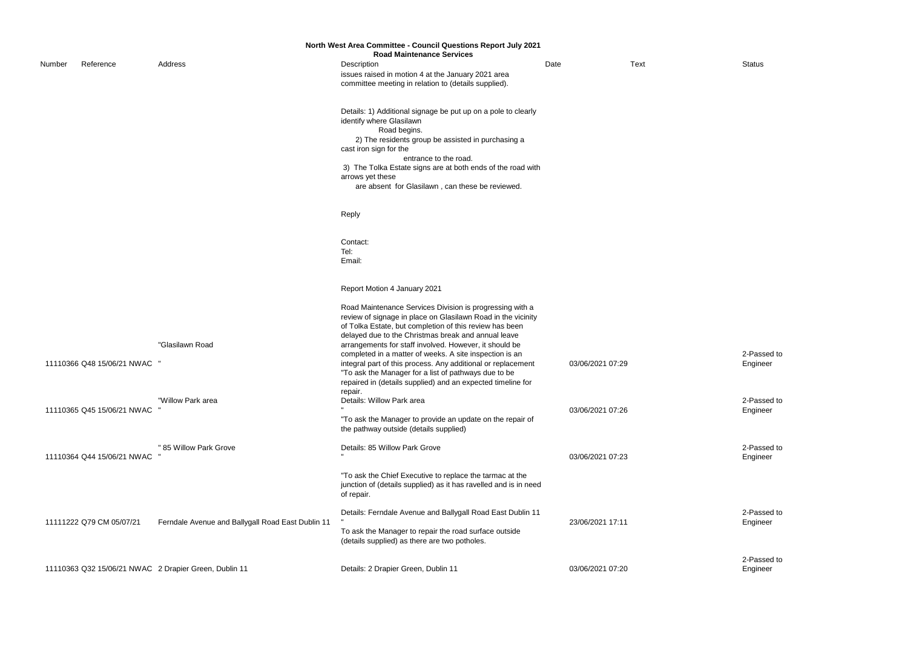# North West Area Committee - Council Questions Report July 2021

## Road Maintenance Services

| Number | Reference | Address | Description | Date | Text | Status |
|---|---|---|---|---|---|---|
| 11110366 | Q48 15/06/21 NWAC | "Glasilawn Road<br>" | issues raised in motion 4 at the January 2021 area committee meeting in relation to (details supplied).<br><br>Details: 1) Additional signage be put up on a pole to clearly identify where Glasilawn Road begins.<br>2) The residents group be assisted in purchasing a cast iron sign for the entrance to the road.<br>3) The Tolka Estate signs are at both ends of the road with arrows yet these are absent for Glasilawn , can these be reviewed.<br><br>Reply<br><br>Contact:<br>Tel:<br>Email:<br><br>Report Motion 4 January 2021<br><br>Road Maintenance Services Division is progressing with a review of signage in place on Glasilawn Road in the vicinity of Tolka Estate, but completion of this review has been delayed due to the Christmas break and annual leave arrangements for staff involved. However, it should be completed in a matter of weeks. A site inspection is an integral part of this process. Any additional or replacement | 03/06/2021 07:29 | | 2-Passed to Engineer |
| 11110365 | Q45 15/06/21 NWAC | "Willow Park area<br>" | "To ask the Manager for a list of pathways due to be repaired in (details supplied) and an expected timeline for repair.<br>Details: Willow Park area<br>" | 03/06/2021 07:26 | | 2-Passed to Engineer |
| 11110364 | Q44 15/06/21 NWAC | " 85 Willow Park Grove<br>" | "To ask the Manager to provide an update on the repair of the pathway outside (details supplied)<br><br>Details: 85 Willow Park Grove<br>" | 03/06/2021 07:23 | | 2-Passed to Engineer |
| 11111222 | Q79 CM 05/07/21 | Ferndale Avenue and Ballygall Road East Dublin 11 | "To ask the Chief Executive to replace the tarmac at the junction of (details supplied) as it has ravelled and is in need of repair.<br><br>Details: Ferndale Avenue and Ballygall Road East Dublin 11<br>" | 23/06/2021 17:11 | | 2-Passed to Engineer |
| 11110363 | Q32 15/06/21 NWAC | 2 Drapier Green, Dublin 11 | To ask the Manager to repair the road surface outside (details supplied) as there are two potholes.<br><br>Details: 2 Drapier Green, Dublin 11 | 03/06/2021 07:20 | | 2-Passed to Engineer |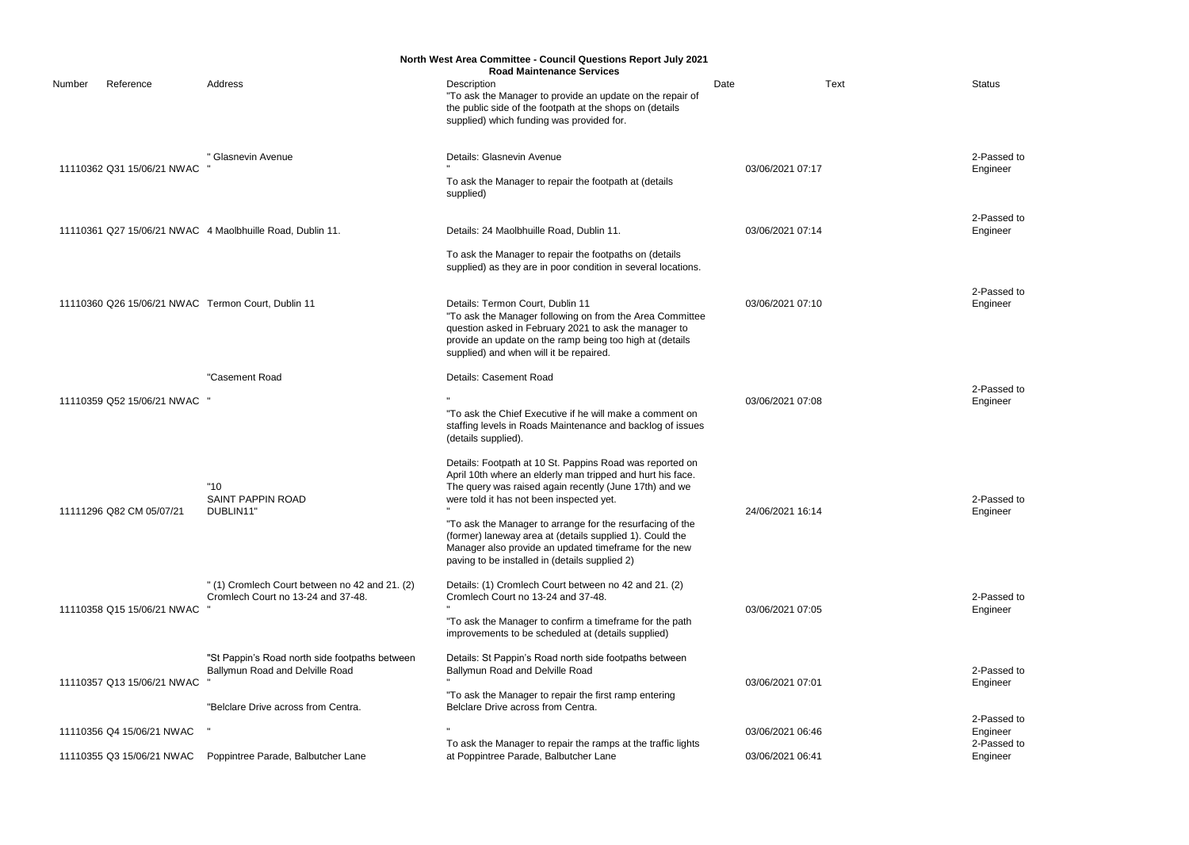## North West Area Committee - Council Questions Report July 2021

### Road Maintenance Services

| Number | Reference | Address | Description | Date | Text | Status |
|---|---|---|---|---|---|---|
| | | | "To ask the Manager to provide an update on the repair of the public side of the footpath at the shops on (details supplied) which funding was provided for. | | | |
| 11110362 | Q31 15/06/21 NWAC | " Glasnevin Avenue " | Details: Glasnevin Avenue " To ask the Manager to repair the footpath at (details supplied) | 03/06/2021 07:17 | | 2-Passed to Engineer |
| 11110361 | Q27 15/06/21 NWAC | 4 Maolbhuille Road, Dublin 11. | Details: 24 Maolbhuille Road, Dublin 11. To ask the Manager to repair the footpaths on (details supplied) as they are in poor condition in several locations. | 03/06/2021 07:14 | | 2-Passed to Engineer |
| 11110360 | Q26 15/06/21 NWAC | Termon Court, Dublin 11 | Details: Termon Court, Dublin 11 "To ask the Manager following on from the Area Committee question asked in February 2021 to ask the manager to provide an update on the ramp being too high at (details supplied) and when will it be repaired. | 03/06/2021 07:10 | | 2-Passed to Engineer |
| 11110359 | Q52 15/06/21 NWAC | "Casement Road " | Details: Casement Road " "To ask the Chief Executive if he will make a comment on staffing levels in Roads Maintenance and backlog of issues (details supplied). | 03/06/2021 07:08 | | 2-Passed to Engineer |
| 11111296 | Q82 CM 05/07/21 | "10 SAINT PAPPIN ROAD DUBLIN11" | Details: Footpath at 10 St. Pappins Road was reported on April 10th where an elderly man tripped and hurt his face. The query was raised again recently (June 17th) and we were told it has not been inspected yet. " "To ask the Manager to arrange for the resurfacing of the (former) laneway area at (details supplied 1). Could the Manager also provide an updated timeframe for the new paving to be installed in (details supplied 2) | 24/06/2021 16:14 | | 2-Passed to Engineer |
| 11110358 | Q15 15/06/21 NWAC | " (1) Cromlech Court between no 42 and 21. (2) Cromlech Court no 13-24 and 37-48. " | Details: (1) Cromlech Court between no 42 and 21. (2) Cromlech Court no 13-24 and 37-48. " "To ask the Manager to confirm a timeframe for the path improvements to be scheduled at (details supplied) | 03/06/2021 07:05 | | 2-Passed to Engineer |
| 11110357 | Q13 15/06/21 NWAC | "St Pappin's Road north side footpaths between Ballymun Road and Delville Road " | Details: St Pappin's Road north side footpaths between Ballymun Road and Delville Road " "To ask the Manager to repair the first ramp entering Belclare Drive across from Centra. | 03/06/2021 07:01 | | 2-Passed to Engineer |
| 11110356 | Q4 15/06/21 NWAC | "Belclare Drive across from Centra. " | Details: Belclare Drive across from Centra. " To ask the Manager to repair the ramps at the traffic lights at Poppintree Parade, Balbutcher Lane | 03/06/2021 06:46 | | 2-Passed to Engineer |
| 11110355 | Q3 15/06/21 NWAC | Poppintree Parade, Balbutcher Lane | | 03/06/2021 06:41 | | 2-Passed to Engineer |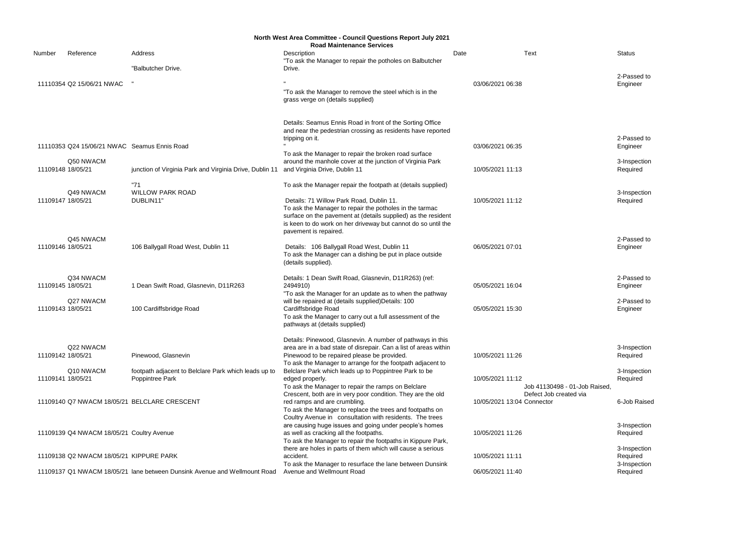# North West Area Committee - Council Questions Report July 2021

## Road Maintenance Services

| Number | Reference | Address | Description | Date | Text | Status |
|---|---|---|---|---|---|---|
| 11110354 | Q2 15/06/21 NWAC | "Balbutcher Drive. " | "To ask the Manager to repair the potholes on Balbutcher Drive. " | 03/06/2021 06:38 | | 2-Passed to Engineer |
| 11110353 | Q24 15/06/21 NWAC | Seamus Ennis Road | "To ask the Manager to remove the steel which is in the grass verge on (details supplied) Details: Seamus Ennis Road in front of the Sorting Office and near the pedestrian crossing as residents have reported tripping on it. " | 03/06/2021 06:35 | | 2-Passed to Engineer |
| 11109148 | Q50 NWACM 18/05/21 | junction of Virginia Park and Virginia Drive, Dublin 11 | To ask the Manager to repair the broken road surface around the manhole cover at the junction of Virginia Park and Virginia Drive, Dublin 11 | 10/05/2021 11:13 | | 3-Inspection Required |
| 11109147 | Q49 NWACM 18/05/21 | "71 WILLOW PARK ROAD DUBLIN11" | To ask the Manager repair the footpath at (details supplied) Details: 71 Willow Park Road, Dublin 11. | 10/05/2021 11:12 | | 3-Inspection Required |
| 11109146 | Q45 NWACM 18/05/21 | 106 Ballygall Road West, Dublin 11 | To ask the Manager to repair the potholes in the tarmac surface on the pavement at (details supplied) as the resident is keen to do work on her driveway but cannot do so until the pavement is repaired. Details: 106 Ballygall Road West, Dublin 11 | 06/05/2021 07:01 | | 2-Passed to Engineer |
| 11109145 | Q34 NWACM 18/05/21 | 1 Dean Swift Road, Glasnevin, D11R263 | To ask the Manager can a dishing be put in place outside (details supplied). Details: 1 Dean Swift Road, Glasnevin, D11R263) (ref: 2494910) | 05/05/2021 16:04 | | 2-Passed to Engineer |
| 11109143 | Q27 NWACM 18/05/21 | 100 Cardiffsbridge Road | "To ask the Manager for an update as to when the pathway will be repaired at (details supplied)Details: 100 Cardiffsbridge Road | 05/05/2021 15:30 | | 2-Passed to Engineer |
| 11109142 | Q22 NWACM 18/05/21 | Pinewood, Glasnevin | To ask the Manager to carry out a full assessment of the pathways at (details supplied) Details: Pinewood, Glasnevin. A number of pathways in this area are in a bad state of disrepair. Can a list of areas within Pinewood to be repaired please be provided. | 10/05/2021 11:26 | | 3-Inspection Required |
| 11109141 | Q10 NWACM 18/05/21 | footpath adjacent to Belclare Park which leads up to Poppintree Park | To ask the Manager to arrange for the footpath adjacent to Belclare Park which leads up to Poppintree Park to be edged properly. | 10/05/2021 11:12 | | 3-Inspection Required |
| 11109140 | Q7 NWACM 18/05/21 | BELCLARE CRESCENT | To ask the Manager to repair the ramps on Belclare Crescent, both are in very poor condition. They are the old red ramps and are crumbling. | 10/05/2021 13:04 | Job 41130498 - 01-Job Raised, Defect Job created via Connector | 6-Job Raised |
| 11109139 | Q4 NWACM 18/05/21 | Coultry Avenue | To ask the Manager to replace the trees and footpaths on Coultry Avenue in consultation with residents. The trees are causing huge issues and going under people's homes as well as cracking all the footpaths. | 10/05/2021 11:26 | | 3-Inspection Required |
| 11109138 | Q2 NWACM 18/05/21 | KIPPURE PARK | To ask the Manager to repair the footpaths in Kippure Park, there are holes in parts of them which will cause a serious accident. | 10/05/2021 11:11 | | 3-Inspection Required |
| 11109137 | Q1 NWACM 18/05/21 | lane between Dunsink Avenue and Wellmount Road | To ask the Manager to resurface the lane between Dunsink Avenue and Wellmount Road | 06/05/2021 11:40 | | 3-Inspection Required |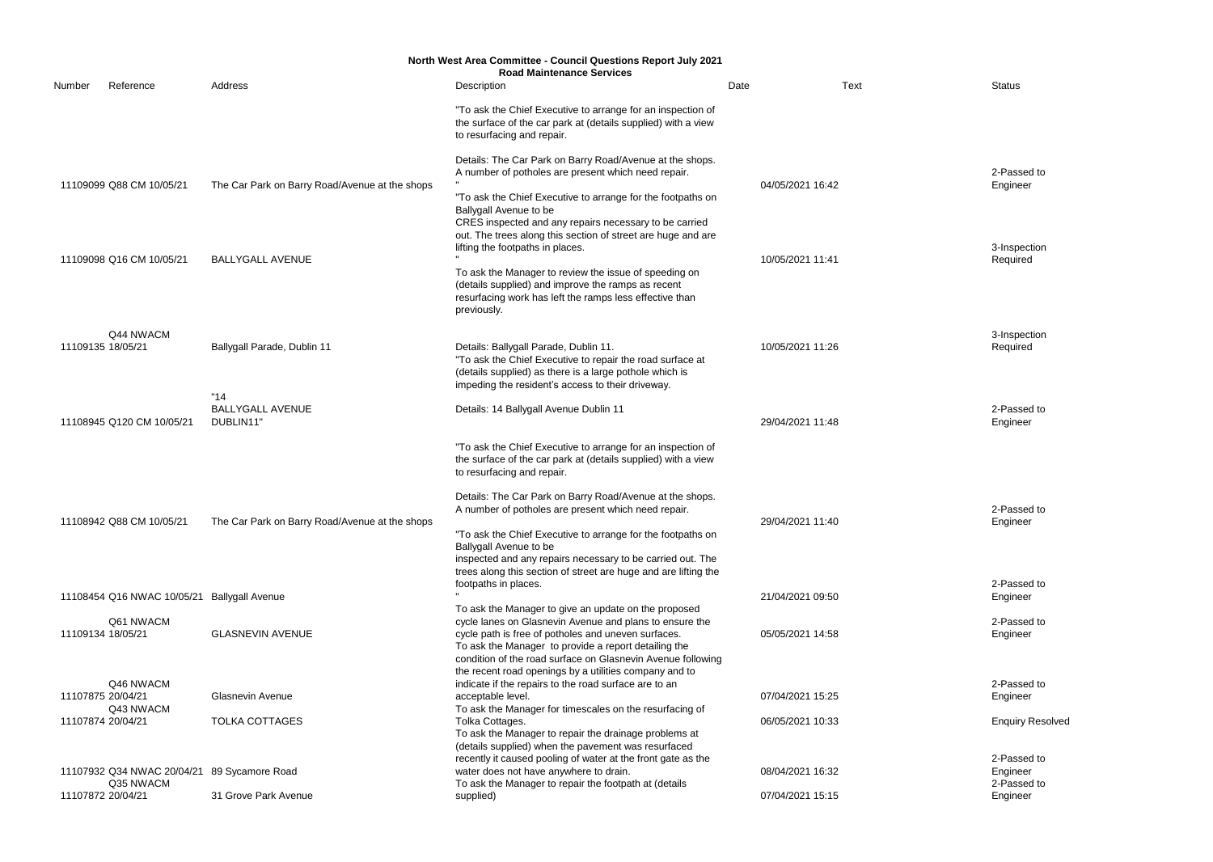**North West Area Committee - Council Questions Report July 2021**
**Road Maintenance Services**

| Number | Reference | Address | Description | Date | Text | Status |
|---|---|---|---|---|---|---|
| 11109099 | Q88 CM 10/05/21 | The Car Park on Barry Road/Avenue at the shops | "To ask the Chief Executive to arrange for an inspection of the surface of the car park at (details supplied) with a view to resurfacing and repair.<br><br>Details: The Car Park on Barry Road/Avenue at the shops. A number of potholes are present which need repair.<br>" | 04/05/2021 16:42 | | 2-Passed to Engineer |
| 11109098 | Q16 CM 10/05/21 | BALLYGALL AVENUE | "To ask the Chief Executive to arrange for the footpaths on Ballygall Avenue to be<br>CRES inspected and any repairs necessary to be carried out. The trees along this section of street are huge and are lifting the footpaths in places.<br>" | 10/05/2021 11:41 | | 3-Inspection Required |
| 11109135 | Q44 NWACM 18/05/21 | Ballygall Parade, Dublin 11 | To ask the Manager to review the issue of speeding on (details supplied) and improve the ramps as recent resurfacing work has left the ramps less effective than previously.<br><br>Details: Ballygall Parade, Dublin 11. | 10/05/2021 11:26 | | 3-Inspection Required |
| 11108945 | Q120 CM 10/05/21 | "14<br>BALLYGALL AVENUE<br>DUBLIN11" | "To ask the Chief Executive to repair the road surface at (details supplied) as there is a large pothole which is impeding the resident's access to their driveway.<br><br>Details: 14 Ballygall Avenue Dublin 11 | 29/04/2021 11:48 | | 2-Passed to Engineer |
| 11108942 | Q88 CM 10/05/21 | The Car Park on Barry Road/Avenue at the shops | "To ask the Chief Executive to arrange for an inspection of the surface of the car park at (details supplied) with a view to resurfacing and repair.<br><br>Details: The Car Park on Barry Road/Avenue at the shops. A number of potholes are present which need repair. | 29/04/2021 11:40 | | 2-Passed to Engineer |
| 11108454 | Q16 NWAC 10/05/21 | Ballygall Avenue | "To ask the Chief Executive to arrange for the footpaths on Ballygall Avenue to be<br>inspected and any repairs necessary to be carried out. The trees along this section of street are huge and are lifting the footpaths in places.<br>" | 21/04/2021 09:50 | | 2-Passed to Engineer |
| 11109134 | Q61 NWACM 18/05/21 | GLASNEVIN AVENUE | To ask the Manager to give an update on the proposed cycle lanes on Glasnevin Avenue and plans to ensure the cycle path is free of potholes and uneven surfaces. | 05/05/2021 14:58 | | 2-Passed to Engineer |
| 11107875 | Q46 NWACM 20/04/21 | Glasnevin Avenue | To ask the Manager to provide a report detailing the condition of the road surface on Glasnevin Avenue following the recent road openings by a utilities company and to indicate if the repairs to the road surface are to an acceptable level. | 07/04/2021 15:25 | | 2-Passed to Engineer |
| 11107874 | Q43 NWACM 20/04/21 | TOLKA COTTAGES | To ask the Manager for timescales on the resurfacing of Tolka Cottages. | 06/05/2021 10:33 | | Enquiry Resolved |
| 11107932 | Q34 NWAC 20/04/21 | 89 Sycamore Road | To ask the Manager to repair the drainage problems at (details supplied) when the pavement was resurfaced recently it caused pooling of water at the front gate as the water does not have anywhere to drain. | 08/04/2021 16:32 | | 2-Passed to Engineer |
| 11107872 | Q35 NWACM 20/04/21 | 31 Grove Park Avenue | To ask the Manager to repair the footpath at (details supplied) | 07/04/2021 15:15 | | 2-Passed to Engineer |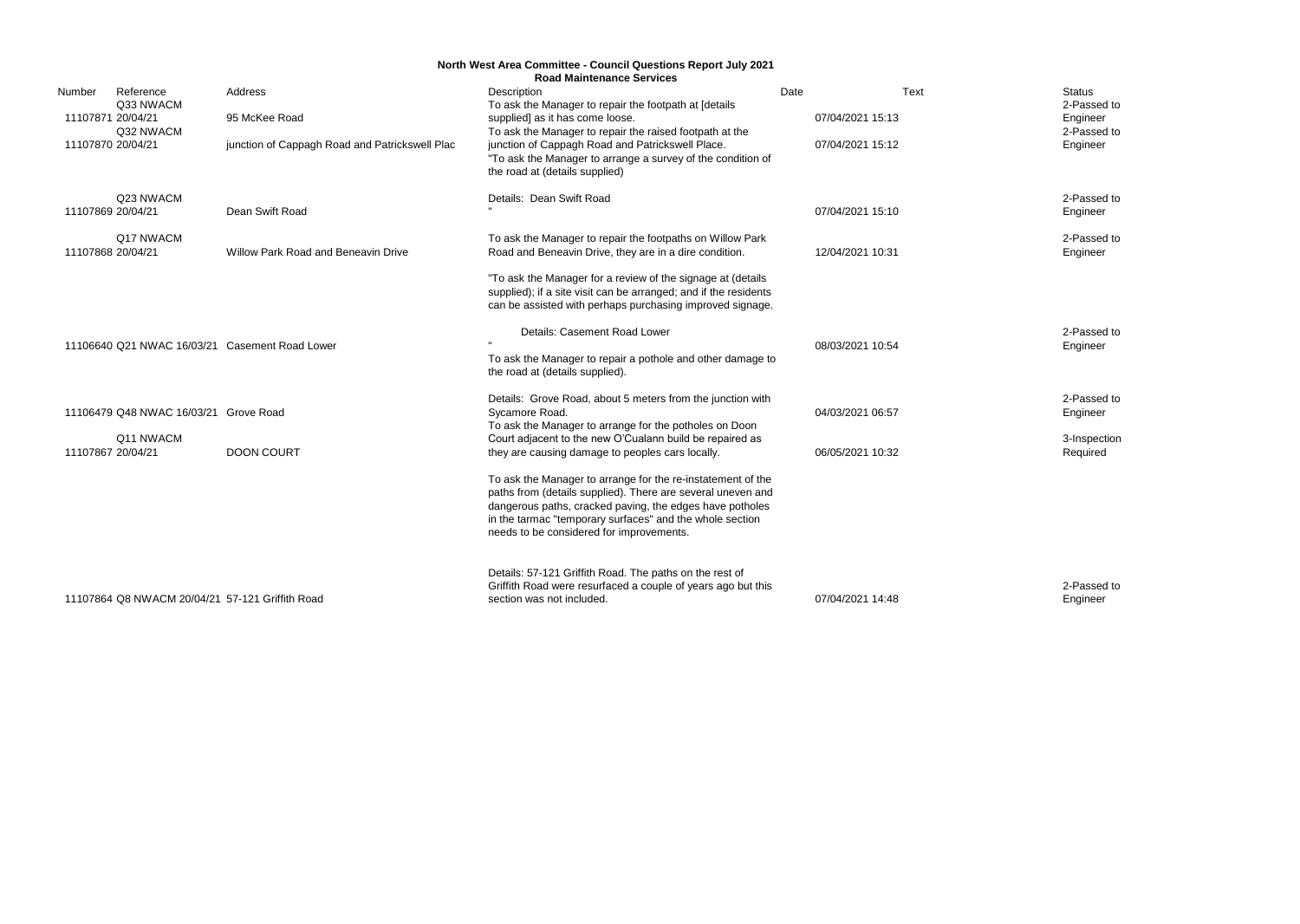**North West Area Committee - Council Questions Report July 2021**
**Road Maintenance Services**

| Number | Reference | Address | Description | Date | Text | Status |
|---|---|---|---|---|---|---|
| 11107871 | Q33 NWACM 20/04/21 | 95 McKee Road | To ask the Manager to repair the footpath at [details supplied] as it has come loose. | 07/04/2021 15:13 | | 2-Passed to Engineer |
| 11107870 | Q32 NWACM 20/04/21 | junction of Cappagh Road and Patrickswell Plac | To ask the Manager to repair the raised footpath at the junction of Cappagh Road and Patrickswell Place. | 07/04/2021 15:12 | | 2-Passed to Engineer |
| 11107869 | Q23 NWACM 20/04/21 | Dean Swift Road | "To ask the Manager to arrange a survey of the condition of the road at (details supplied)<br><br>Details: Dean Swift Road<br>" | 07/04/2021 15:10 | | 2-Passed to Engineer |
| 11107868 | Q17 NWACM 20/04/21 | Willow Park Road and Beneavin Drive | To ask the Manager to repair the footpaths on Willow Park Road and Beneavin Drive, they are in a dire condition. | 12/04/2021 10:31 | | 2-Passed to Engineer |
| 11106640 | Q21 NWAC 16/03/21 | Casement Road Lower | "To ask the Manager for a review of the signage at (details supplied); if a site visit can be arranged; and if the residents can be assisted with perhaps purchasing improved signage.<br><br>Details: Casement Road Lower<br>" | 08/03/2021 10:54 | | 2-Passed to Engineer |
| 11106479 | Q48 NWAC 16/03/21 | Grove Road | To ask the Manager to repair a pothole and other damage to the road at (details supplied).<br><br>Details: Grove Road, about 5 meters from the junction with Sycamore Road. | 04/03/2021 06:57 | | 2-Passed to Engineer |
| 11107867 | Q11 NWACM 20/04/21 | DOON COURT | To ask the Manager to arrange for the potholes on Doon Court adjacent to the new O'Cualann build be repaired as they are causing damage to peoples cars locally. | 06/05/2021 10:32 | | 3-Inspection Required |
| 11107864 | Q8 NWACM 20/04/21 | 57-121 Griffith Road | To ask the Manager to arrange for the re-instatement of the paths from (details supplied). There are several uneven and dangerous paths, cracked paving, the edges have potholes in the tarmac "temporary surfaces" and the whole section needs to be considered for improvements.<br><br>Details: 57-121 Griffith Road. The paths on the rest of Griffith Road were resurfaced a couple of years ago but this section was not included. | 07/04/2021 14:48 | | 2-Passed to Engineer |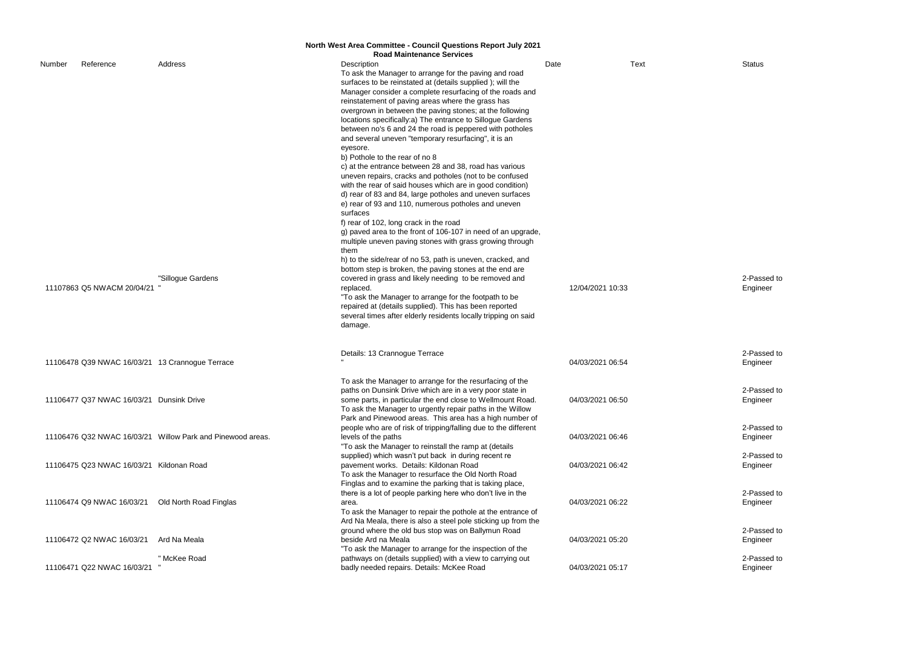# North West Area Committee - Council Questions Report July 2021

## Road Maintenance Services

| Number | Reference | Address | Description | Date | Text | Status |
|---|---|---|---|---|---|---|
| 11107863 | Q5 NWACM 20/04/21 | "Sillogue Gardens " | To ask the Manager to arrange for the paving and road surfaces to be reinstated at (details supplied ); will the Manager consider a complete resurfacing of the roads and reinstatement of paving areas where the grass has overgrown in between the paving stones; at the following locations specifically:a) The entrance to Sillogue Gardens between no's 6 and 24 the road is peppered with potholes and several uneven "temporary resurfacing", it is an eyesore.<br>b) Pothole to the rear of no 8<br>c) at the entrance between 28 and 38, road has various uneven repairs, cracks and potholes (not to be confused with the rear of said houses which are in good condition)<br>d) rear of 83 and 84, large potholes and uneven surfaces<br>e) rear of 93 and 110, numerous potholes and uneven surfaces<br>f) rear of 102, long crack in the road<br>g) paved area to the front of 106-107 in need of an upgrade, multiple uneven paving stones with grass growing through them<br>h) to the side/rear of no 53, path is uneven, cracked, and bottom step is broken, the paving stones at the end are covered in grass and likely needing to be removed and replaced.<br>"To ask the Manager to arrange for the footpath to be repaired at (details supplied). This has been reported several times after elderly residents locally tripping on said damage. | 12/04/2021 10:33 | | 2-Passed to Engineer |
| 11106478 | Q39 NWAC 16/03/21 | 13 Crannogue Terrace | Details: 13 Crannogue Terrace<br>" | 04/03/2021 06:54 | | 2-Passed to Engineer |
| 11106477 | Q37 NWAC 16/03/21 | Dunsink Drive | To ask the Manager to arrange for the resurfacing of the paths on Dunsink Drive which are in a very poor state in some parts, in particular the end close to Wellmount Road. | 04/03/2021 06:50 | | 2-Passed to Engineer |
| 11106476 | Q32 NWAC 16/03/21 | Willow Park and Pinewood areas. | To ask the Manager to urgently repair paths in the Willow Park and Pinewood areas. This area has a high number of people who are of risk of tripping/falling due to the different levels of the paths | 04/03/2021 06:46 | | 2-Passed to Engineer |
| 11106475 | Q23 NWAC 16/03/21 | Kildonan Road | "To ask the Manager to reinstall the ramp at (details supplied) which wasn't put back in during recent re pavement works. Details: Kildonan Road | 04/03/2021 06:42 | | 2-Passed to Engineer |
| 11106474 | Q9 NWAC 16/03/21 | Old North Road Finglas | To ask the Manager to resurface the Old North Road Finglas and to examine the parking that is taking place, there is a lot of people parking here who don't live in the area. | 04/03/2021 06:22 | | 2-Passed to Engineer |
| 11106472 | Q2 NWAC 16/03/21 | Ard Na Meala | To ask the Manager to repair the pothole at the entrance of Ard Na Meala, there is also a steel pole sticking up from the ground where the old bus stop was on Ballymun Road beside Ard na Meala | 04/03/2021 05:20 | | 2-Passed to Engineer |
| 11106471 | Q22 NWAC 16/03/21 | " McKee Road " | "To ask the Manager to arrange for the inspection of the pathways on (details supplied) with a view to carrying out badly needed repairs. Details: McKee Road | 04/03/2021 05:17 | | 2-Passed to Engineer |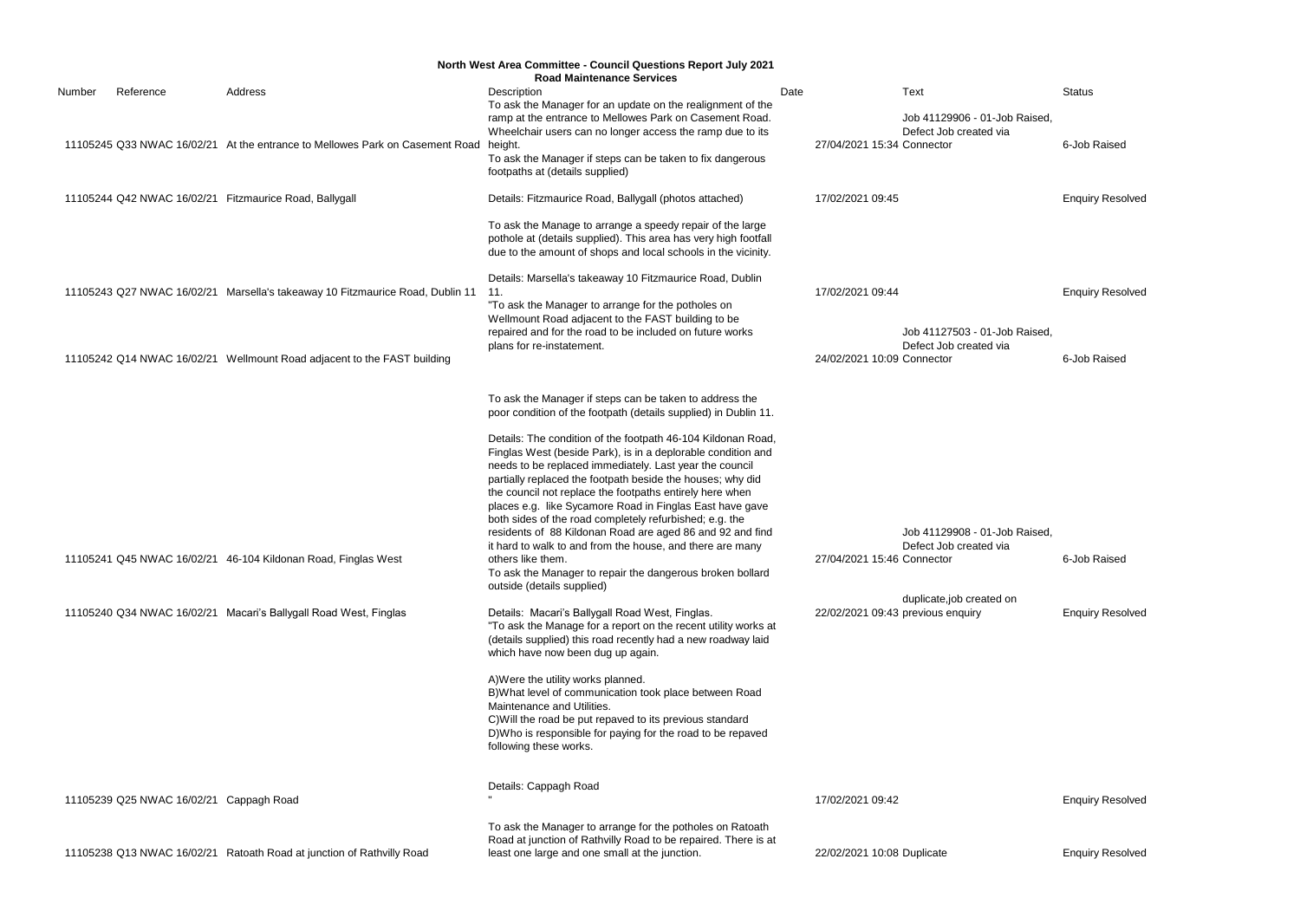## North West Area Committee - Council Questions Report July 2021

### Road Maintenance Services

| Number | Reference | Address | Description | Date | Text | Status |
|---|---|---|---|---|---|---|
| 11105245 | Q33 NWAC 16/02/21 | At the entrance to Mellowes Park on Casement Road | To ask the Manager for an update on the realignment of the ramp at the entrance to Mellowes Park on Casement Road. Wheelchair users can no longer access the ramp due to its height. | 27/04/2021 15:34 | Job 41129906 - 01-Job Raised, Defect Job created via Connector | 6-Job Raised |
| 11105244 | Q42 NWAC 16/02/21 | Fitzmaurice Road, Ballygall | To ask the Manager if steps can be taken to fix dangerous footpaths at (details supplied)<br><br>Details: Fitzmaurice Road, Ballygall (photos attached) | 17/02/2021 09:45 | | Enquiry Resolved |
| 11105243 | Q27 NWAC 16/02/21 | Marsella's takeaway 10 Fitzmaurice Road, Dublin 11 | To ask the Manage to arrange a speedy repair of the large pothole at (details supplied). This area has very high footfall due to the amount of shops and local schools in the vicinity.<br><br>Details: Marsella's takeaway 10 Fitzmaurice Road, Dublin 11. | 17/02/2021 09:44 | | Enquiry Resolved |
| 11105242 | Q14 NWAC 16/02/21 | Wellmount Road adjacent to the FAST building | "To ask the Manager to arrange for the potholes on Wellmount Road adjacent to the FAST building to be repaired and for the road to be included on future works plans for re-instatement. | 24/02/2021 10:09 | Job 41127503 - 01-Job Raised, Defect Job created via Connector | 6-Job Raised |
| 11105241 | Q45 NWAC 16/02/21 | 46-104 Kildonan Road, Finglas West | To ask the Manager if steps can be taken to address the poor condition of the footpath (details supplied) in Dublin 11.<br><br>Details: The condition of the footpath 46-104 Kildonan Road, Finglas West (beside Park), is in a deplorable condition and needs to be replaced immediately. Last year the council partially replaced the footpath beside the houses; why did the council not replace the footpaths entirely here when places e.g. like Sycamore Road in Finglas East have gave both sides of the road completely refurbished; e.g. the residents of 88 Kildonan Road are aged 86 and 92 and find it hard to walk to and from the house, and there are many others like them. | 27/04/2021 15:46 | Job 41129908 - 01-Job Raised, Defect Job created via Connector | 6-Job Raised |
| 11105240 | Q34 NWAC 16/02/21 | Macari's Ballygall Road West, Finglas | To ask the Manager to repair the dangerous broken bollard outside (details supplied)<br><br>Details: Macari's Ballygall Road West, Finglas. | 22/02/2021 09:43 | duplicate,job created on previous enquiry | Enquiry Resolved |
| 11105239 | Q25 NWAC 16/02/21 | Cappagh Road | "To ask the Manage for a report on the recent utility works at (details supplied) this road recently had a new roadway laid which have now been dug up again.<br><br>A)Were the utility works planned.<br>B)What level of communication took place between Road Maintenance and Utilities.<br>C)Will the road be put repaved to its previous standard<br>D)Who is responsible for paying for the road to be repaved following these works.<br><br>Details: Cappagh Road<br>" | 17/02/2021 09:42 | | Enquiry Resolved |
| 11105238 | Q13 NWAC 16/02/21 | Ratoath Road at junction of Rathvilly Road | To ask the Manager to arrange for the potholes on Ratoath Road at junction of Rathvilly Road to be repaired. There is at least one large and one small at the junction. | 22/02/2021 10:08 | Duplicate | Enquiry Resolved |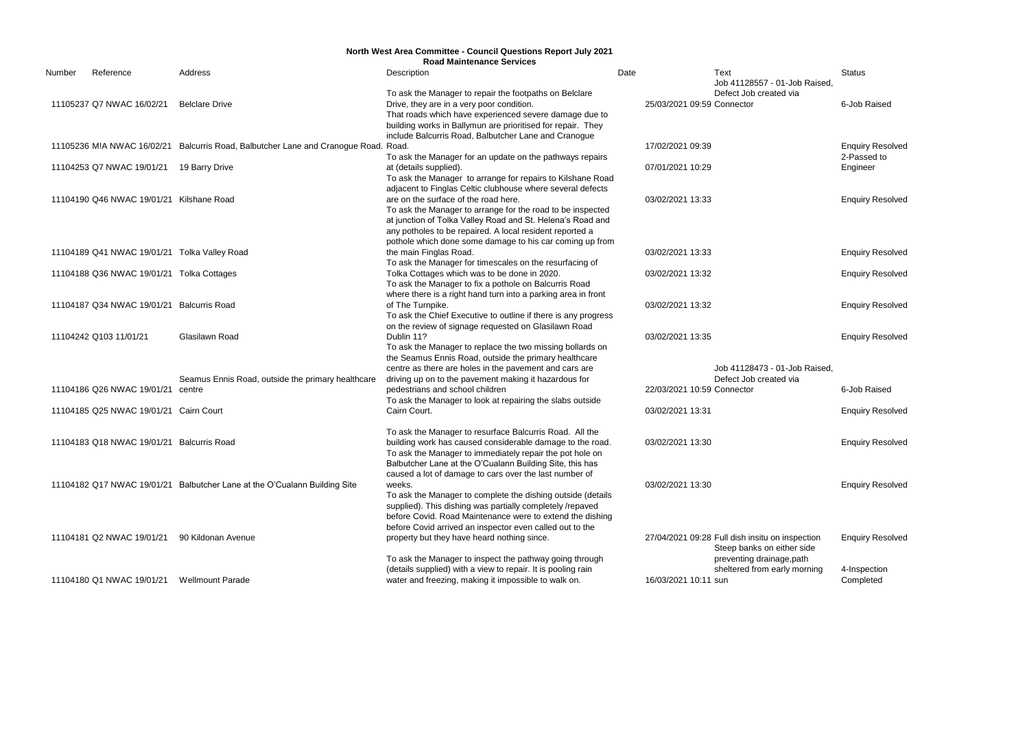# North West Area Committee - Council Questions Report July 2021

## Road Maintenance Services

| Number | Reference | Address | Description | Date | Text | Status |
|---|---|---|---|---|---|---|
| 11105237 | Q7 NWAC 16/02/21 | Belclare Drive | To ask the Manager to repair the footpaths on Belclare Drive, they are in a very poor condition. | 25/03/2021 09:59 | Job 41128557 - 01-Job Raised, Defect Job created via Connector | 6-Job Raised |
| 11105236 | M!A NWAC 16/02/21 | Balcurris Road, Balbutcher Lane and Cranogue Road. | That roads which have experienced severe damage due to building works in Ballymun are prioritised for repair. They include Balcurris Road, Balbutcher Lane and Cranogue Road. | 17/02/2021 09:39 | | Enquiry Resolved |
| 11104253 | Q7 NWAC 19/01/21 | 19 Barry Drive | To ask the Manager for an update on the pathways repairs at (details supplied). | 07/01/2021 10:29 | | 2-Passed to Engineer |
| 11104190 | Q46 NWAC 19/01/21 | Kilshane Road | To ask the Manager to arrange for repairs to Kilshane Road adjacent to Finglas Celtic clubhouse where several defects are on the surface of the road here. | 03/02/2021 13:33 | | Enquiry Resolved |
| 11104189 | Q41 NWAC 19/01/21 | Tolka Valley Road | To ask the Manager to arrange for the road to be inspected at junction of Tolka Valley Road and St. Helena's Road and any potholes to be repaired. A local resident reported a pothole which done some damage to his car coming up from the main Finglas Road. | 03/02/2021 13:33 | | Enquiry Resolved |
| 11104188 | Q36 NWAC 19/01/21 | Tolka Cottages | To ask the Manager for timescales on the resurfacing of Tolka Cottages which was to be done in 2020. | 03/02/2021 13:32 | | Enquiry Resolved |
| 11104187 | Q34 NWAC 19/01/21 | Balcurris Road | To ask the Manager to fix a pothole on Balcurris Road where there is a right hand turn into a parking area in front of The Turnpike. | 03/02/2021 13:32 | | Enquiry Resolved |
| 11104242 | Q103 11/01/21 | Glasilawn Road | To ask the Chief Executive to outline if there is any progress on the review of signage requested on Glasilawn Road Dublin 11? | 03/02/2021 13:35 | | Enquiry Resolved |
| 11104186 | Q26 NWAC 19/01/21 | Seamus Ennis Road, outside the primary healthcare centre | To ask the Manager to replace the two missing bollards on the Seamus Ennis Road, outside the primary healthcare centre as there are holes in the pavement and cars are driving up on to the pavement making it hazardous for pedestrians and school children | 22/03/2021 10:59 | Job 41128473 - 01-Job Raised, Defect Job created via Connector | 6-Job Raised |
| 11104185 | Q25 NWAC 19/01/21 | Cairn Court | To ask the Manager to look at repairing the slabs outside Cairn Court. | 03/02/2021 13:31 | | Enquiry Resolved |
| 11104183 | Q18 NWAC 19/01/21 | Balcurris Road | To ask the Manager to resurface Balcurris Road. All the building work has caused considerable damage to the road. | 03/02/2021 13:30 | | Enquiry Resolved |
| 11104182 | Q17 NWAC 19/01/21 | Balbutcher Lane at the O'Cualann Building Site | To ask the Manager to immediately repair the pot hole on Balbutcher Lane at the O'Cualann Building Site, this has caused a lot of damage to cars over the last number of weeks. | 03/02/2021 13:30 | | Enquiry Resolved |
| 11104181 | Q2 NWAC 19/01/21 | 90 Kildonan Avenue | To ask the Manager to complete the dishing outside (details supplied). This dishing was partially completely /repaved before Covid. Road Maintenance were to extend the dishing before Covid arrived an inspector even called out to the property but they have heard nothing since. | 27/04/2021 09:28 | Full dish insitu on inspection | Enquiry Resolved |
| 11104180 | Q1 NWAC 19/01/21 | Wellmount Parade | To ask the Manager to inspect the pathway going through (details supplied) with a view to repair. It is pooling rain water and freezing, making it impossible to walk on. | 16/03/2021 10:11 | Steep banks on either side preventing drainage,path sheltered from early morning sun | 4-Inspection Completed |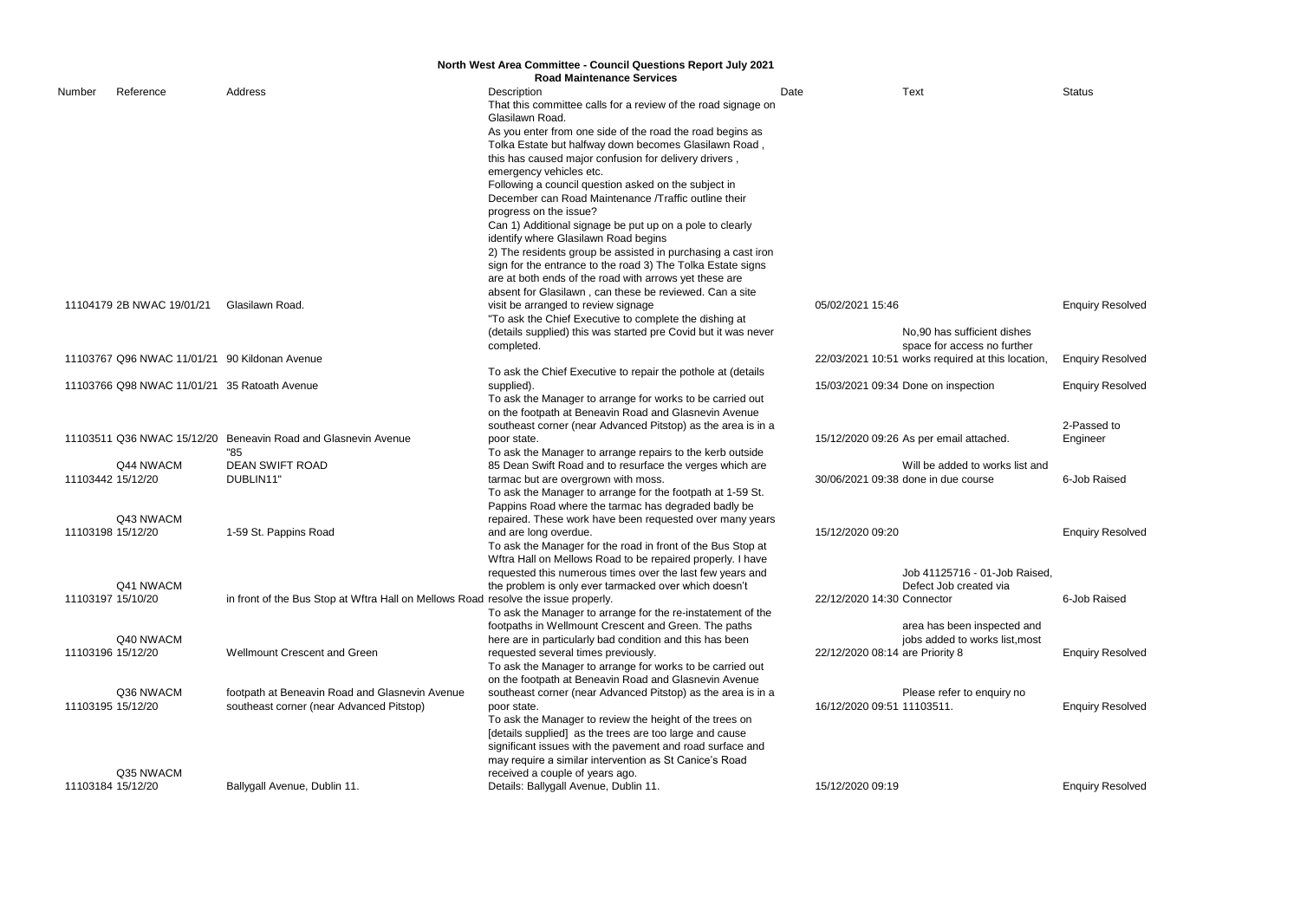**North West Area Committee - Council Questions Report July 2021**
**Road Maintenance Services**

| Number | Reference | Address | Description | Date | Text | Status |
|---|---|---|---|---|---|---|
| 11104179 | 2B NWAC 19/01/21 | Glasilawn Road. | That this committee calls for a review of the road signage on Glasilawn Road. As you enter from one side of the road the road begins as Tolka Estate but halfway down becomes Glasilawn Road , this has caused major confusion for delivery drivers , emergency vehicles etc. Following a council question asked on the subject in December can Road Maintenance /Traffic outline their progress on the issue? Can 1) Additional signage be put up on a pole to clearly identify where Glasilawn Road begins 2) The residents group be assisted in purchasing a cast iron sign for the entrance to the road 3) The Tolka Estate signs are at both ends of the road with arrows yet these are absent for Glasilawn , can these be reviewed. Can a site visit be arranged to review signage | 05/02/2021 15:46 | | Enquiry Resolved |
| 11103767 | Q96 NWAC 11/01/21 | 90 Kildonan Avenue | "To ask the Chief Executive to complete the dishing at (details supplied) this was started pre Covid but it was never completed. | 22/03/2021 10:51 | No,90 has sufficient dishes space for access no further works required at this location, | Enquiry Resolved |
| 11103766 | Q98 NWAC 11/01/21 | 35 Ratoath Avenue | To ask the Chief Executive to repair the pothole at (details supplied). | 15/03/2021 09:34 | Done on inspection | Enquiry Resolved |
| 11103511 | Q36 NWAC 15/12/20 | Beneavin Road and Glasnevin Avenue | To ask the Manager to arrange for works to be carried out on the footpath at Beneavin Road and Glasnevin Avenue southeast corner (near Advanced Pitstop) as the area is in a poor state. | 15/12/2020 09:26 | As per email attached. | 2-Passed to Engineer |
| 11103442 | Q44 NWACM 15/12/20 | "85 DEAN SWIFT ROAD DUBLIN11" | To ask the Manager to arrange repairs to the kerb outside 85 Dean Swift Road and to resurface the verges which are tarmac but are overgrown with moss. | 30/06/2021 09:38 | Will be added to works list and done in due course | 6-Job Raised |
| 11103198 | Q43 NWACM 15/12/20 | 1-59 St. Pappins Road | To ask the Manager to arrange for the footpath at 1-59 St. Pappins Road where the tarmac has degraded badly be repaired. These work have been requested over many years and are long overdue. | 15/12/2020 09:20 | | Enquiry Resolved |
| 11103197 | Q41 NWACM 15/10/20 | in front of the Bus Stop at Wftra Hall on Mellows Road | To ask the Manager for the road in front of the Bus Stop at Wftra Hall on Mellows Road to be repaired properly. I have requested this numerous times over the last few years and the problem is only ever tarmacked over which doesn't resolve the issue properly. | 22/12/2020 14:30 | Job 41125716 - 01-Job Raised, Defect Job created via Connector | 6-Job Raised |
| 11103196 | Q40 NWACM 15/12/20 | Wellmount Crescent and Green | To ask the Manager to arrange for the re-instatement of the footpaths in Wellmount Crescent and Green. The paths here are in particularly bad condition and this has been requested several times previously. | 22/12/2020 08:14 | area has been inspected and jobs added to works list,most are Priority 8 | Enquiry Resolved |
| 11103195 | Q36 NWACM 15/12/20 | footpath at Beneavin Road and Glasnevin Avenue southeast corner (near Advanced Pitstop) | To ask the Manager to arrange for works to be carried out on the footpath at Beneavin Road and Glasnevin Avenue southeast corner (near Advanced Pitstop) as the area is in a poor state. | 16/12/2020 09:51 | Please refer to enquiry no 11103511. | Enquiry Resolved |
| 11103184 | Q35 NWACM 15/12/20 | Ballygall Avenue, Dublin 11. | To ask the Manager to review the height of the trees on [details supplied] as the trees are too large and cause significant issues with the pavement and road surface and may require a similar intervention as St Canice's Road received a couple of years ago. Details: Ballygall Avenue, Dublin 11. | 15/12/2020 09:19 | | Enquiry Resolved |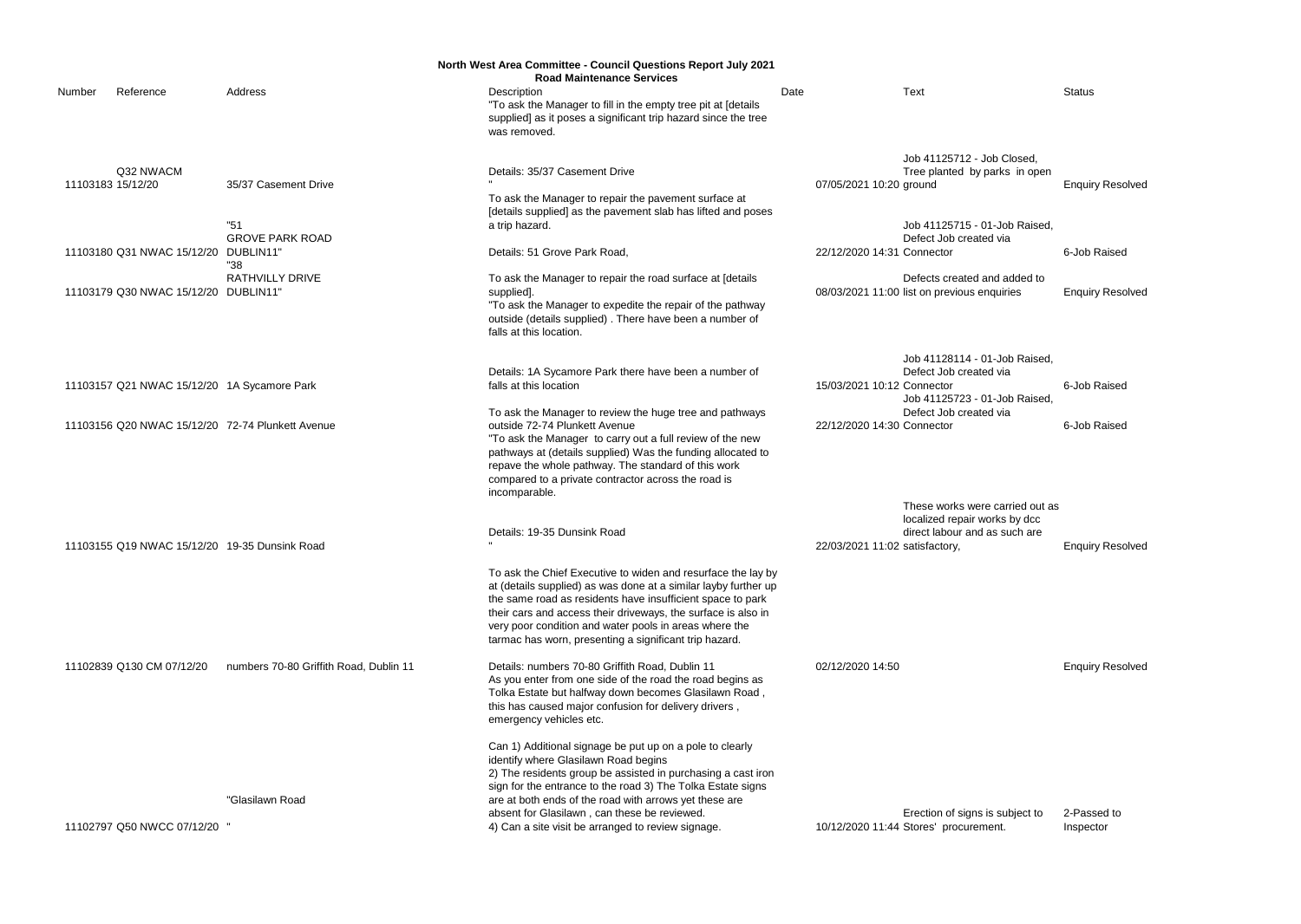# North West Area Committee - Council Questions Report July 2021

## Road Maintenance Services

| Number | Reference | Address | Description | Date | Text | Status |
|---|---|---|---|---|---|---|
| 11103183 | Q32 NWACM 15/12/20 | 35/37 Casement Drive | "To ask the Manager to fill in the empty tree pit at [details supplied] as it poses a significant trip hazard since the tree was removed. Details: 35/37 Casement Drive " | 07/05/2021 10:20 | Job 41125712 - Job Closed, Tree planted by parks in open ground | Enquiry Resolved |
| 11103180 | Q31 NWAC 15/12/20 | "51 GROVE PARK ROAD DUBLIN11" | To ask the Manager to repair the pavement surface at [details supplied] as the pavement slab has lifted and poses a trip hazard. Details: 51 Grove Park Road, | 22/12/2020 14:31 | Job 41125715 - 01-Job Raised, Defect Job created via Connector | 6-Job Raised |
| 11103179 | Q30 NWAC 15/12/20 | "38 RATHVILLY DRIVE DUBLIN11" | To ask the Manager to repair the road surface at [details supplied]. | 08/03/2021 11:00 | Defects created and added to list on previous enquiries | Enquiry Resolved |
| 11103157 | Q21 NWAC 15/12/20 | 1A Sycamore Park | "To ask the Manager to expedite the repair of the pathway outside (details supplied) . There have been a number of falls at this location. Details: 1A Sycamore Park there have been a number of falls at this location | 15/03/2021 10:12 | Job 41128114 - 01-Job Raised, Defect Job created via Connector | 6-Job Raised |
| 11103156 | Q20 NWAC 15/12/20 | 72-74 Plunkett Avenue | To ask the Manager to review the huge tree and pathways outside 72-74 Plunkett Avenue | 22/12/2020 14:30 | Job 41125723 - 01-Job Raised, Defect Job created via Connector | 6-Job Raised |
| 11103155 | Q19 NWAC 15/12/20 | 19-35 Dunsink Road | "To ask the Manager to carry out a full review of the new pathways at (details supplied) Was the funding allocated to repave the whole pathway. The standard of this work compared to a private contractor across the road is incomparable. Details: 19-35 Dunsink Road " | 22/03/2021 11:02 | These works were carried out as localized repair works by dcc direct labour and as such are satisfactory, | Enquiry Resolved |
| 11102839 | Q130 CM 07/12/20 | numbers 70-80 Griffith Road, Dublin 11 | To ask the Chief Executive to widen and resurface the lay by at (details supplied) as was done at a similar layby further up the same road as residents have insufficient space to park their cars and access their driveways, the surface is also in very poor condition and water pools in areas where the tarmac has worn, presenting a significant trip hazard. Details: numbers 70-80 Griffith Road, Dublin 11 | 02/12/2020 14:50 | | Enquiry Resolved |
| 11102797 | Q50 NWCC 07/12/20 | "Glasilawn Road " | As you enter from one side of the road the road begins as Tolka Estate but halfway down becomes Glasilawn Road , this has caused major confusion for delivery drivers , emergency vehicles etc. Can 1) Additional signage be put up on a pole to clearly identify where Glasilawn Road begins 2) The residents group be assisted in purchasing a cast iron sign for the entrance to the road 3) The Tolka Estate signs are at both ends of the road with arrows yet these are absent for Glasilawn , can these be reviewed. 4) Can a site visit be arranged to review signage. | 10/12/2020 11:44 | Erection of signs is subject to Stores' procurement. | 2-Passed to Inspector |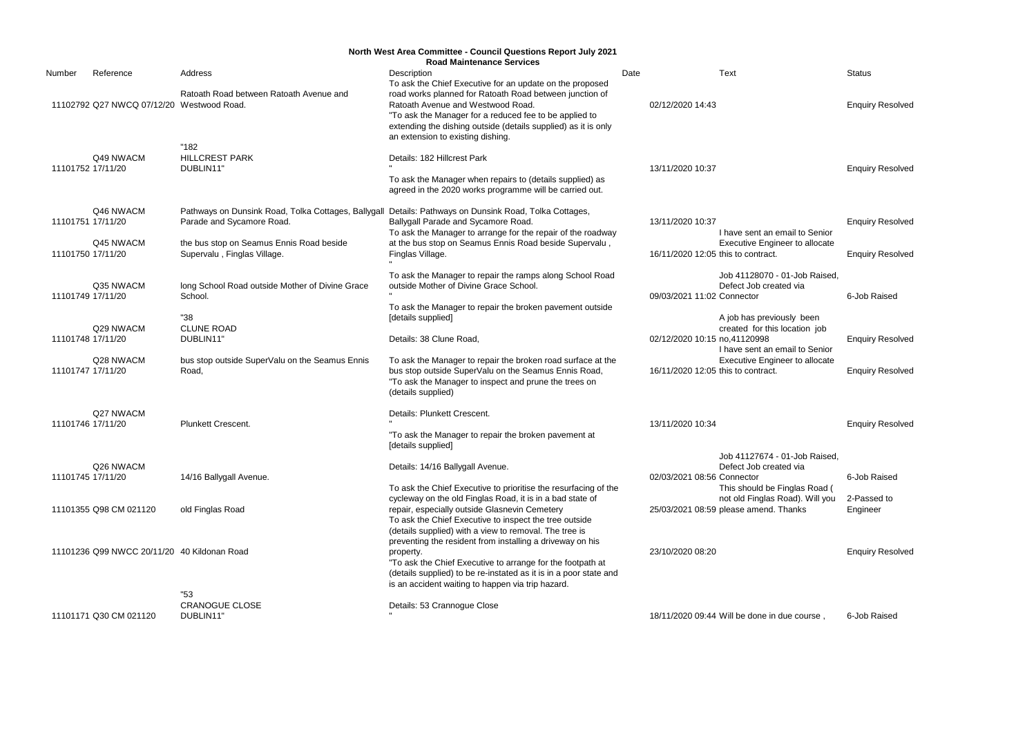# North West Area Committee - Council Questions Report July 2021

## Road Maintenance Services

| Number | Reference | Address | Description | Date | Text | Status |
| --- | --- | --- | --- | --- | --- | --- |
| 11102792 | Q27 NWCQ 07/12/20 | Ratoath Road between Ratoath Avenue and Westwood Road. | To ask the Chief Executive for an update on the proposed road works planned for Ratoath Road between junction of Ratoath Avenue and Westwood Road. | 02/12/2020 14:43 | | Enquiry Resolved |
| 11101752 | Q49 NWACM 17/11/20 | "182 HILLCREST PARK DUBLIN11" | "To ask the Manager for a reduced fee to be applied to extending the dishing outside (details supplied) as it is only an extension to existing dishing. Details: 182 Hillcrest Park " | 13/11/2020 10:37 | | Enquiry Resolved |
| 11101751 | Q46 NWACM 17/11/20 | Pathways on Dunsink Road, Tolka Cottages, Ballygall Parade and Sycamore Road. | To ask the Manager when repairs to (details supplied) as agreed in the 2020 works programme will be carried out. Details: Pathways on Dunsink Road, Tolka Cottages, Ballygall Parade and Sycamore Road. | 13/11/2020 10:37 | | Enquiry Resolved |
| 11101750 | Q45 NWACM 17/11/20 | the bus stop on Seamus Ennis Road beside Supervalu , Finglas Village. | To ask the Manager to arrange for the repair of the roadway at the bus stop on Seamus Ennis Road beside Supervalu , Finglas Village. | 16/11/2020 12:05 | I have sent an email to Senior Executive Engineer to allocate this to contract. | Enquiry Resolved |
| 11101749 | Q35 NWACM 17/11/20 | long School Road outside Mother of Divine Grace School. | " To ask the Manager to repair the ramps along School Road outside Mother of Divine Grace School. " | 09/03/2021 11:02 | Job 41128070 - 01-Job Raised, Defect Job created via Connector | 6-Job Raised |
| 11101748 | Q29 NWACM 17/11/20 | "38 CLUNE ROAD DUBLIN11" | To ask the Manager to repair the broken pavement outside [details supplied] Details: 38 Clune Road, | 02/12/2020 10:15 | A job has previously been created for this location job no,41120998 | Enquiry Resolved |
| 11101747 | Q28 NWACM 17/11/20 | bus stop outside SuperValu on the Seamus Ennis Road, | To ask the Manager to repair the broken road surface at the bus stop outside SuperValu on the Seamus Ennis Road, | 16/11/2020 12:05 | I have sent an email to Senior Executive Engineer to allocate this to contract. | Enquiry Resolved |
| 11101746 | Q27 NWACM 17/11/20 | Plunkett Crescent. | "To ask the Manager to inspect and prune the trees on (details supplied) Details: Plunkett Crescent. " | 13/11/2020 10:34 | | Enquiry Resolved |
| 11101745 | Q26 NWACM 17/11/20 | 14/16 Ballygall Avenue. | "To ask the Manager to repair the broken pavement at [details supplied] Details: 14/16 Ballygall Avenue. | 02/03/2021 08:56 | Job 41127674 - 01-Job Raised, Defect Job created via Connector | 6-Job Raised |
| 11101355 | Q98 CM 021120 | old Finglas Road | To ask the Chief Executive to prioritise the resurfacing of the cycleway on the old Finglas Road, it is in a bad state of repair, especially outside Glasnevin Cemetery | 25/03/2021 08:59 | This should be Finglas Road ( not old Finglas Road). Will you please amend. Thanks | 2-Passed to Engineer |
| 11101236 | Q99 NWCC 20/11/20 | 40 Kildonan Road | To ask the Chief Executive to inspect the tree outside (details supplied) with a view to removal. The tree is preventing the resident from installing a driveway on his property. | 23/10/2020 08:20 | | Enquiry Resolved |
| 11101171 | Q30 CM 021120 | "53 CRANOGUE CLOSE DUBLIN11" | "To ask the Chief Executive to arrange for the footpath at (details supplied) to be re-instated as it is in a poor state and is an accident waiting to happen via trip hazard. Details: 53 Crannogue Close " | 18/11/2020 09:44 | Will be done in due course , | 6-Job Raised |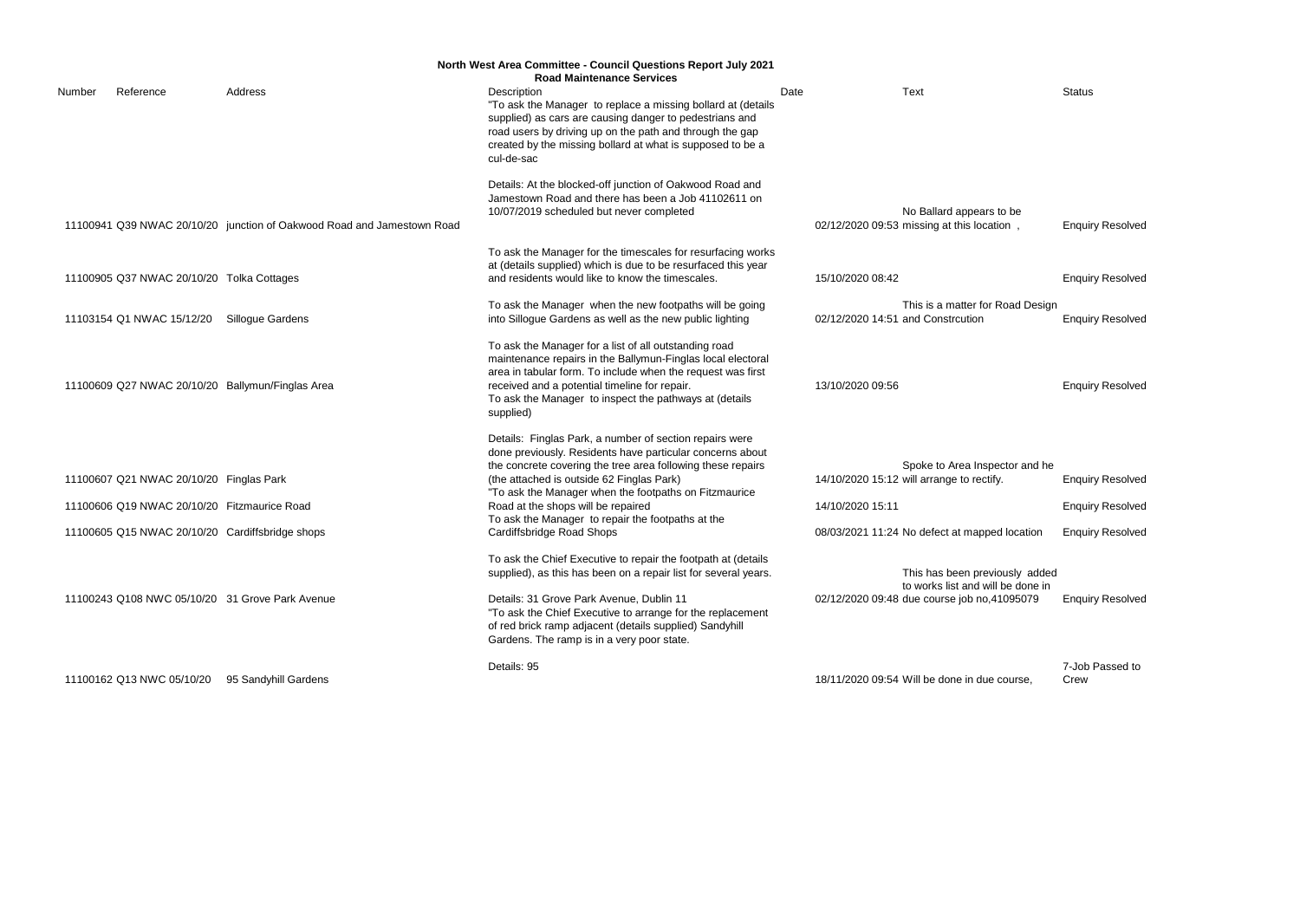**North West Area Committee - Council Questions Report July 2021**

**Road Maintenance Services**

| Number | Reference | Address | Description | Date | Text | Status |
|---|---|---|---|---|---|---|
| 11100941 | Q39 NWAC 20/10/20 | junction of Oakwood Road and Jamestown Road | "To ask the Manager to replace a missing bollard at (details supplied) as cars are causing danger to pedestrians and road users by driving up on the path and through the gap created by the missing bollard at what is supposed to be a cul-de-sac<br><br>Details: At the blocked-off junction of Oakwood Road and Jamestown Road and there has been a Job 41102611 on 10/07/2019 scheduled but never completed | 02/12/2020 09:53 | No Ballard appears to be missing at this location , | Enquiry Resolved |
| 11100905 | Q37 NWAC 20/10/20 | Tolka Cottages | To ask the Manager for the timescales for resurfacing works at (details supplied) which is due to be resurfaced this year and residents would like to know the timescales. | 15/10/2020 08:42 | | Enquiry Resolved |
| 11103154 | Q1 NWAC 15/12/20 | Sillogue Gardens | To ask the Manager when the new footpaths will be going into Sillogue Gardens as well as the new public lighting | 02/12/2020 14:51 | This is a matter for Road Design and Constrcution | Enquiry Resolved |
| 11100609 | Q27 NWAC 20/10/20 | Ballymun/Finglas Area | To ask the Manager for a list of all outstanding road maintenance repairs in the Ballymun-Finglas local electoral area in tabular form. To include when the request was first received and a potential timeline for repair. | 13/10/2020 09:56 | | Enquiry Resolved |
| 11100607 | Q21 NWAC 20/10/20 | Finglas Park | To ask the Manager to inspect the pathways at (details supplied)<br><br>Details: Finglas Park, a number of section repairs were done previously. Residents have particular concerns about the concrete covering the tree area following these repairs (the attached is outside 62 Finglas Park) | 14/10/2020 15:12 | Spoke to Area Inspector and he will arrange to rectify. | Enquiry Resolved |
| 11100606 | Q19 NWAC 20/10/20 | Fitzmaurice Road | "To ask the Manager when the footpaths on Fitzmaurice Road at the shops will be repaired | 14/10/2020 15:11 | | Enquiry Resolved |
| 11100605 | Q15 NWAC 20/10/20 | Cardiffsbridge shops | To ask the Manager to repair the footpaths at the Cardiffsbridge Road Shops | 08/03/2021 11:24 | No defect at mapped location | Enquiry Resolved |
| 11100243 | Q108 NWC 05/10/20 | 31 Grove Park Avenue | To ask the Chief Executive to repair the footpath at (details supplied), as this has been on a repair list for several years.<br><br>Details: 31 Grove Park Avenue, Dublin 11 | 02/12/2020 09:48 | This has been previously added to works list and will be done in due course job no,41095079 | Enquiry Resolved |
| 11100162 | Q13 NWC 05/10/20 | 95 Sandyhill Gardens | "To ask the Chief Executive to arrange for the replacement of red brick ramp adjacent (details supplied) Sandyhill Gardens. The ramp is in a very poor state.<br><br>Details: 95 | 18/11/2020 09:54 | Will be done in due course, | 7-Job Passed to Crew |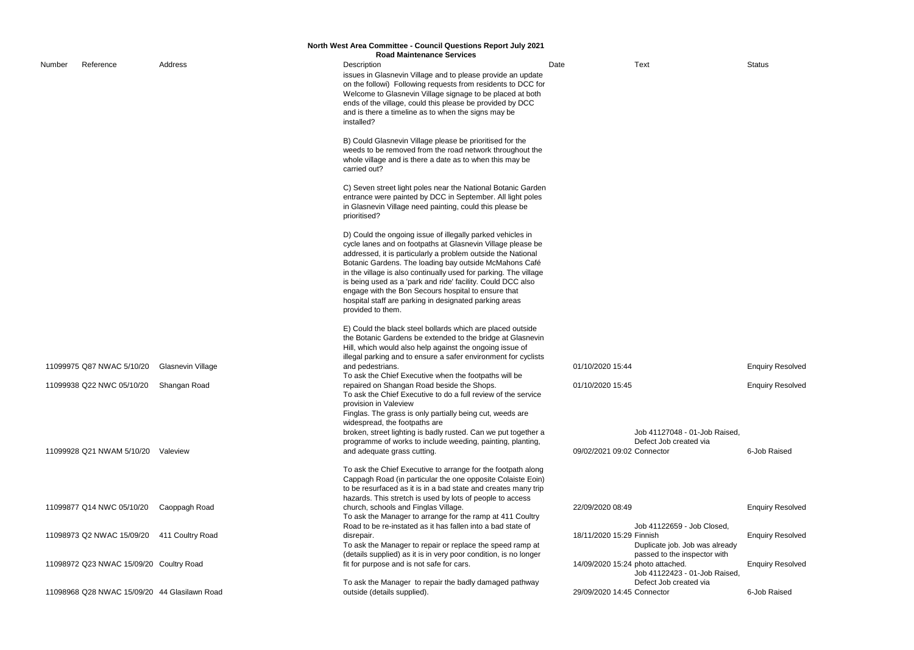**North West Area Committee - Council Questions Report July 2021**
**Road Maintenance Services**

| Number | Reference | Address | Description | Date | Text | Status |
|---|---|---|---|---|---|---|
| 11099975 | Q87 NWAC 5/10/20 | Glasnevin Village | issues in Glasnevin Village and to please provide an update on the followi) Following requests from residents to DCC for Welcome to Glasnevin Village signage to be placed at both ends of the village, could this please be provided by DCC and is there a timeline as to when the signs may be installed?<br><br>B) Could Glasnevin Village please be prioritised for the weeds to be removed from the road network throughout the whole village and is there a date as to when this may be carried out?<br><br>C) Seven street light poles near the National Botanic Garden entrance were painted by DCC in September. All light poles in Glasnevin Village need painting, could this please be prioritised?<br><br>D) Could the ongoing issue of illegally parked vehicles in cycle lanes and on footpaths at Glasnevin Village please be addressed, it is particularly a problem outside the National Botanic Gardens. The loading bay outside McMahons Café in the village is also continually used for parking. The village is being used as a 'park and ride' facility. Could DCC also engage with the Bon Secours hospital to ensure that hospital staff are parking in designated parking areas provided to them.<br><br>E) Could the black steel bollards which are placed outside the Botanic Gardens be extended to the bridge at Glasnevin Hill, which would also help against the ongoing issue of illegal parking and to ensure a safer environment for cyclists and pedestrians. | 01/10/2020 15:44 | | Enquiry Resolved |
| 11099938 | Q22 NWC 05/10/20 | Shangan Road | To ask the Chief Executive when the footpaths will be repaired on Shangan Road beside the Shops. | 01/10/2020 15:45 | | Enquiry Resolved |
| 11099928 | Q21 NWAM 5/10/20 | Valeview | To ask the Chief Executive to do a full review of the service provision in Valeview<br>Finglas. The grass is only partially being cut, weeds are widespread, the footpaths are<br>broken, street lighting is badly rusted. Can we put together a programme of works to include weeding, painting, planting, and adequate grass cutting. | 09/02/2021 09:02 | Job 41127048 - 01-Job Raised, Defect Job created via Connector | 6-Job Raised |
| 11099877 | Q14 NWC 05/10/20 | Caoppagh Road | To ask the Chief Executive to arrange for the footpath along Cappagh Road (in particular the one opposite Colaiste Eoin) to be resurfaced as it is in a bad state and creates many trip hazards. This stretch is used by lots of people to access church, schools and Finglas Village. | 22/09/2020 08:49 | | Enquiry Resolved |
| 11098973 | Q2 NWAC 15/09/20 | 411 Coultry Road | To ask the Manager to arrange for the ramp at 411 Coultry Road to be re-instated as it has fallen into a bad state of disrepair. | 18/11/2020 15:29 | Job 41122659 - Job Closed, Finnish | Enquiry Resolved |
| 11098972 | Q23 NWAC 15/09/20 | Coultry Road | To ask the Manager to repair or replace the speed ramp at (details supplied) as it is in very poor condition, is no longer fit for purpose and is not safe for cars. | 14/09/2020 15:24 | Duplicate job. Job was already passed to the inspector with photo attached. | Enquiry Resolved |
| 11098968 | Q28 NWAC 15/09/20 | 44 Glasilawn Road | To ask the Manager to repair the badly damaged pathway outside (details supplied). | 29/09/2020 14:45 | Job 41122423 - 01-Job Raised, Defect Job created via Connector | 6-Job Raised |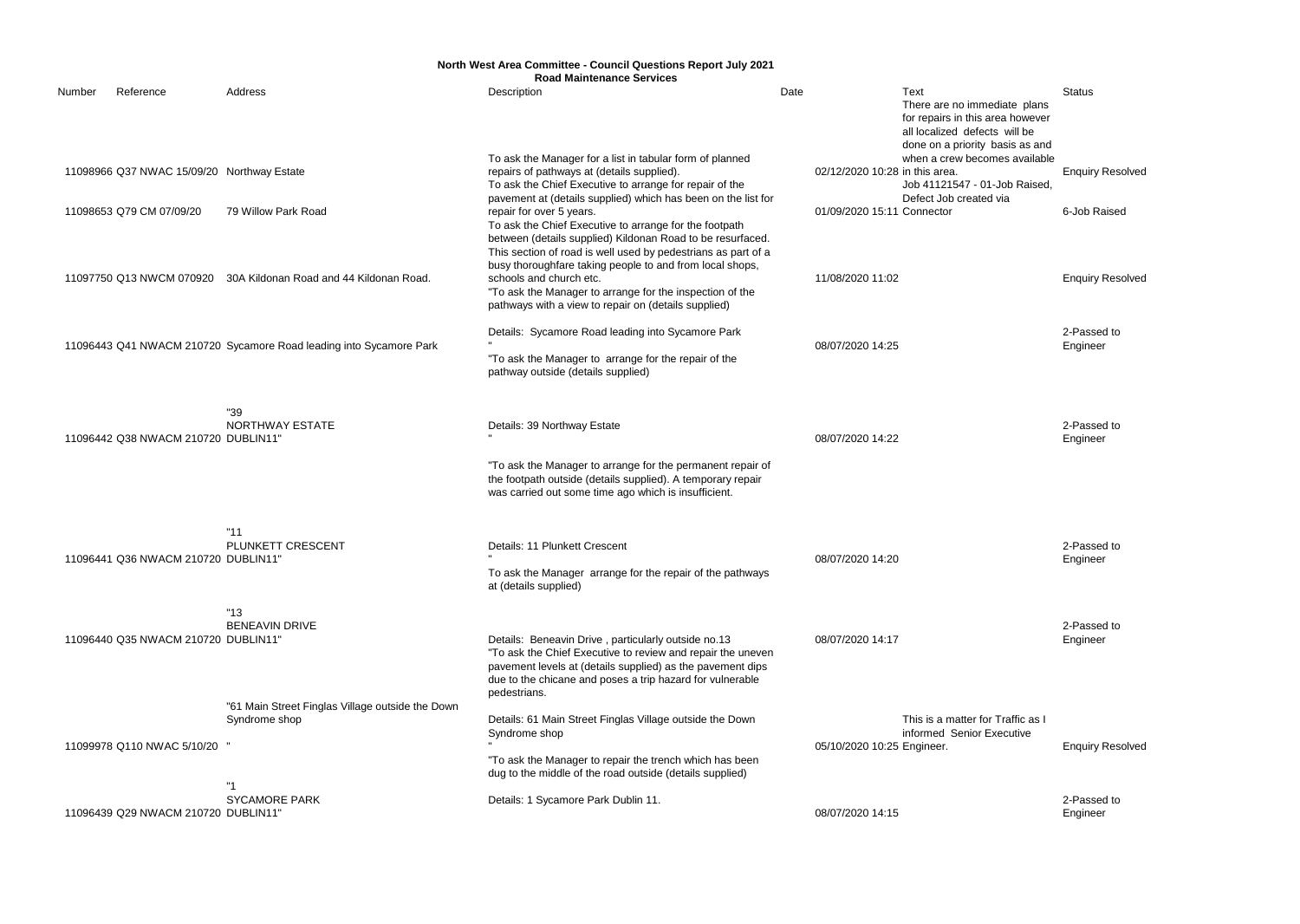**North West Area Committee - Council Questions Report July 2021**
**Road Maintenance Services**

| Number | Reference | Address | Description | Date | Text | Status |
|---|---|---|---|---|---|---|
| 11098966 | Q37 NWAC 15/09/20 | Northway Estate | To ask the Manager for a list in tabular form of planned repairs of pathways at (details supplied). | 02/12/2020 10:28 | There are no immediate plans for repairs in this area however all localized defects will be done on a priority basis as and when a crew becomes available in this area. | Enquiry Resolved |
| 11098653 | Q79 CM 07/09/20 | 79 Willow Park Road | To ask the Chief Executive to arrange for repair of the pavement at (details supplied) which has been on the list for repair for over 5 years. | 01/09/2020 15:11 | Job 41121547 - 01-Job Raised, Defect Job created via Connector | 6-Job Raised |
| 11097750 | Q13 NWCM 070920 | 30A Kildonan Road and 44 Kildonan Road. | To ask the Chief Executive to arrange for the footpath between (details supplied) Kildonan Road to be resurfaced. This section of road is well used by pedestrians as part of a busy thoroughfare taking people to and from local shops, schools and church etc. | 11/08/2020 11:02 | | Enquiry Resolved |
| 11096443 | Q41 NWACM 210720 | Sycamore Road leading into Sycamore Park | "To ask the Manager to arrange for the inspection of the pathways with a view to repair on (details supplied)<br><br>Details: Sycamore Road leading into Sycamore Park<br>" | 08/07/2020 14:25 | | 2-Passed to Engineer |
| 11096442 | Q38 NWACM 210720 | "39 NORTHWAY ESTATE DUBLIN11" | "To ask the Manager to arrange for the repair of the pathway outside (details supplied)<br><br>Details: 39 Northway Estate<br>" | 08/07/2020 14:22 | | 2-Passed to Engineer |
| 11096441 | Q36 NWACM 210720 | "11 PLUNKETT CRESCENT DUBLIN11" | "To ask the Manager to arrange for the permanent repair of the footpath outside (details supplied). A temporary repair was carried out some time ago which is insufficient.<br><br>Details: 11 Plunkett Crescent<br>" | 08/07/2020 14:20 | | 2-Passed to Engineer |
| 11096440 | Q35 NWACM 210720 | "13 BENEAVIN DRIVE DUBLIN11" | To ask the Manager arrange for the repair of the pathways at (details supplied)<br><br>Details: Beneavin Drive , particularly outside no.13 | 08/07/2020 14:17 | | 2-Passed to Engineer |
| 11099978 | Q110 NWAC 5/10/20 | "61 Main Street Finglas Village outside the Down Syndrome shop<br>" | "To ask the Chief Executive to review and repair the uneven pavement levels at (details supplied) as the pavement dips due to the chicane and poses a trip hazard for vulnerable pedestrians.<br><br>Details: 61 Main Street Finglas Village outside the Down Syndrome shop<br>" | 05/10/2020 10:25 | This is a matter for Traffic as I informed Senior Executive Engineer. | Enquiry Resolved |
| 11096439 | Q29 NWACM 210720 | "1 SYCAMORE PARK DUBLIN11" | "To ask the Manager to repair the trench which has been dug to the middle of the road outside (details supplied)<br><br>Details: 1 Sycamore Park Dublin 11. | 08/07/2020 14:15 | | 2-Passed to Engineer |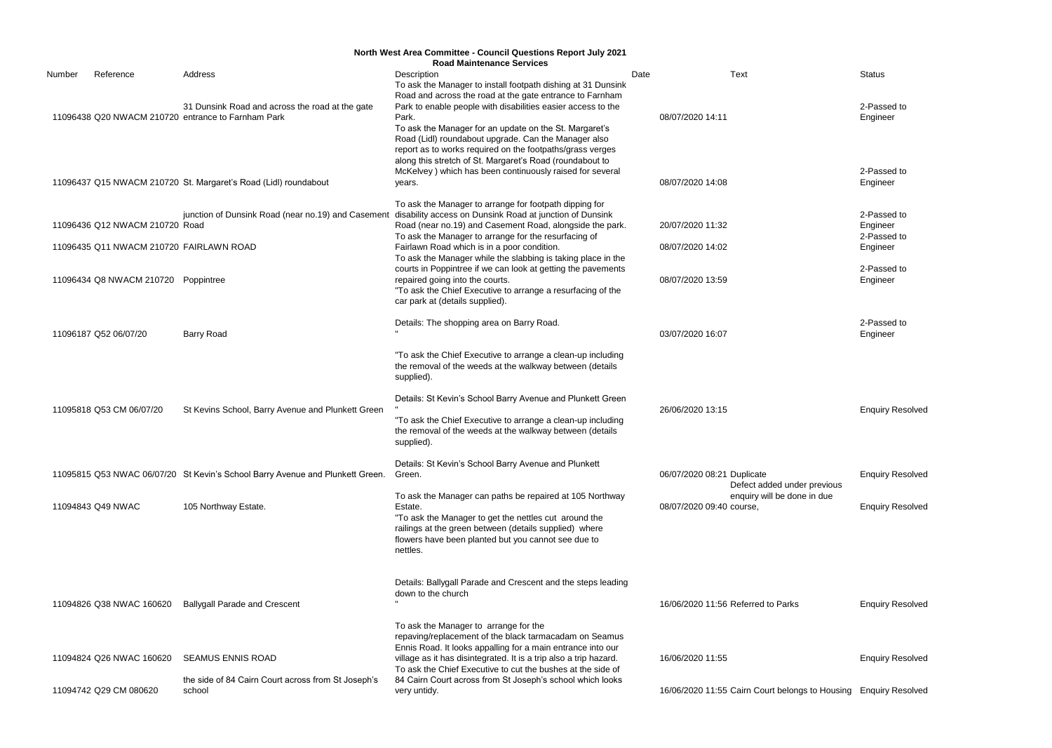# North West Area Committee - Council Questions Report July 2021

## Road Maintenance Services

| Number | Reference | Address | Description | Date | Text | Status |
|---|---|---|---|---|---|---|
| 11096438 | Q20 NWACM 210720 | 31 Dunsink Road and across the road at the gate entrance to Farnham Park | To ask the Manager to install footpath dishing at 31 Dunsink Road and across the road at the gate entrance to Farnham Park to enable people with disabilities easier access to the Park. | 08/07/2020 14:11 | | 2-Passed to Engineer |
| 11096437 | Q15 NWACM 210720 | St. Margaret's Road (Lidl) roundabout | To ask the Manager for an update on the St. Margaret's Road (Lidl) roundabout upgrade. Can the Manager also report as to works required on the footpaths/grass verges along this stretch of St. Margaret's Road (roundabout to McKelvey ) which has been continuously raised for several years. | 08/07/2020 14:08 | | 2-Passed to Engineer |
| 11096436 | Q12 NWACM 210720 | junction of Dunsink Road (near no.19) and Casement Road | To ask the Manager to arrange for footpath dipping for disability access on Dunsink Road at junction of Dunsink Road (near no.19) and Casement Road, alongside the park. | 20/07/2020 11:32 | | 2-Passed to Engineer |
| 11096435 | Q11 NWACM 210720 | FAIRLAWN ROAD | To ask the Manager to arrange for the resurfacing of Fairlawn Road which is in a poor condition. | 08/07/2020 14:02 | | 2-Passed to Engineer |
| 11096434 | Q8 NWACM 210720 | Poppintree | To ask the Manager while the slabbing is taking place in the courts in Poppintree if we can look at getting the pavements repaired going into the courts. | 08/07/2020 13:59 | | 2-Passed to Engineer |
| 11096187 | Q52 06/07/20 | Barry Road | "To ask the Chief Executive to arrange a resurfacing of the car park at (details supplied).<br><br>Details: The shopping area on Barry Road.<br>" | 03/07/2020 16:07 | | 2-Passed to Engineer |
| 11095818 | Q53 CM 06/07/20 | St Kevins School, Barry Avenue and Plunkett Green | "To ask the Chief Executive to arrange a clean-up including the removal of the weeds at the walkway between (details supplied).<br><br>Details: St Kevin's School Barry Avenue and Plunkett Green<br>" | 26/06/2020 13:15 | | Enquiry Resolved |
| 11095815 | Q53 NWAC 06/07/20 | St Kevin's School Barry Avenue and Plunkett Green. | "To ask the Chief Executive to arrange a clean-up including the removal of the weeds at the walkway between (details supplied).<br><br>Details: St Kevin's School Barry Avenue and Plunkett Green. | 06/07/2020 08:21 | Duplicate | Enquiry Resolved |
| 11094843 | Q49 NWAC | 105 Northway Estate. | To ask the Manager can paths be repaired at 105 Northway Estate. | 08/07/2020 09:40 | Defect added under previous enquiry will be done in due course, | Enquiry Resolved |
| 11094826 | Q38 NWAC 160620 | Ballygall Parade and Crescent | "To ask the Manager to get the nettles cut around the railings at the green between (details supplied) where flowers have been planted but you cannot see due to nettles.<br><br>Details: Ballygall Parade and Crescent and the steps leading down to the church<br>" | 16/06/2020 11:56 | Referred to Parks | Enquiry Resolved |
| 11094824 | Q26 NWAC 160620 | SEAMUS ENNIS ROAD | To ask the Manager to arrange for the repaving/replacement of the black tarmacadam on Seamus Ennis Road. It looks appalling for a main entrance into our village as it has disintegrated. It is a trip also a trip hazard. | 16/06/2020 11:55 | | Enquiry Resolved |
| 11094742 | Q29 CM 080620 | the side of 84 Cairn Court across from St Joseph's school | To ask the Chief Executive to cut the bushes at the side of 84 Cairn Court across from St Joseph's school which looks very untidy. | 16/06/2020 11:55 | Cairn Court belongs to Housing | Enquiry Resolved |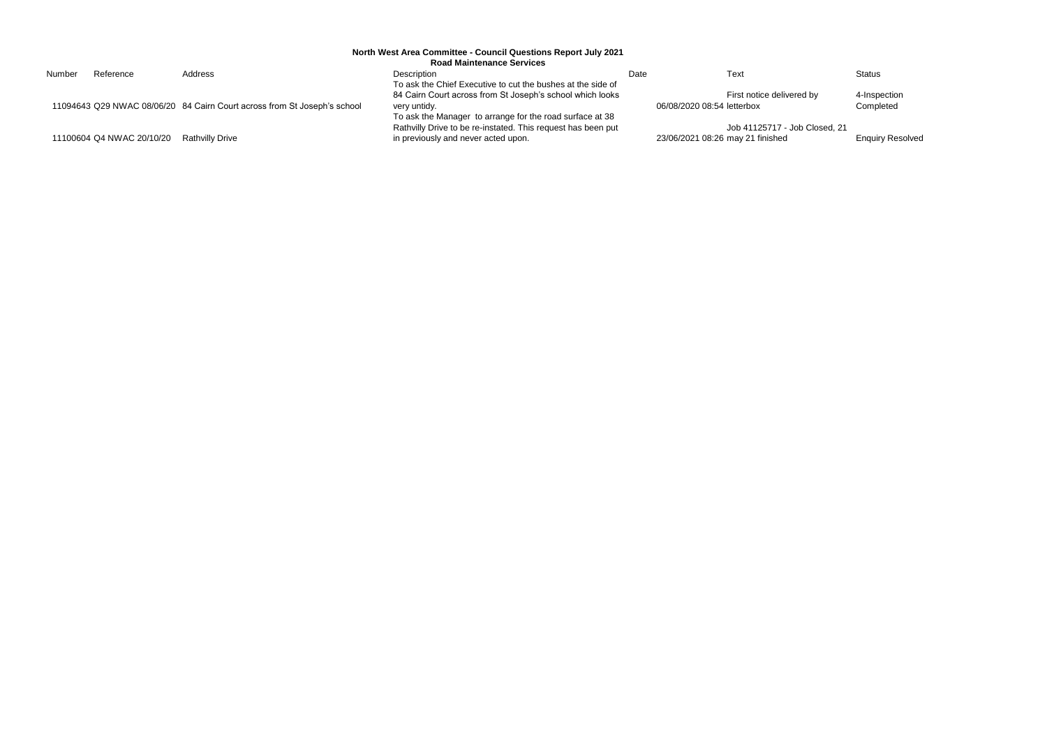**North West Area Committee - Council Questions Report July 2021**

**Road Maintenance Services**

| Number | Reference | Address | Description | Date | Text | Status |
|---|---|---|---|---|---|---|
| 11094643 | Q29 NWAC 08/06/20 | 84 Cairn Court across from St Joseph's school | To ask the Chief Executive to cut the bushes at the side of 84 Cairn Court across from St Joseph's school which looks very untidy. | 06/08/2020 08:54 | First notice delivered by letterbox | 4-Inspection Completed |
| 11100604 | Q4 NWAC 20/10/20 | Rathvilly Drive | To ask the Manager to arrange for the road surface at 38 Rathvilly Drive to be re-instated. This request has been put in previously and never acted upon. | 23/06/2021 08:26 | Job 41125717 - Job Closed, 21 may 21 finished | Enquiry Resolved |